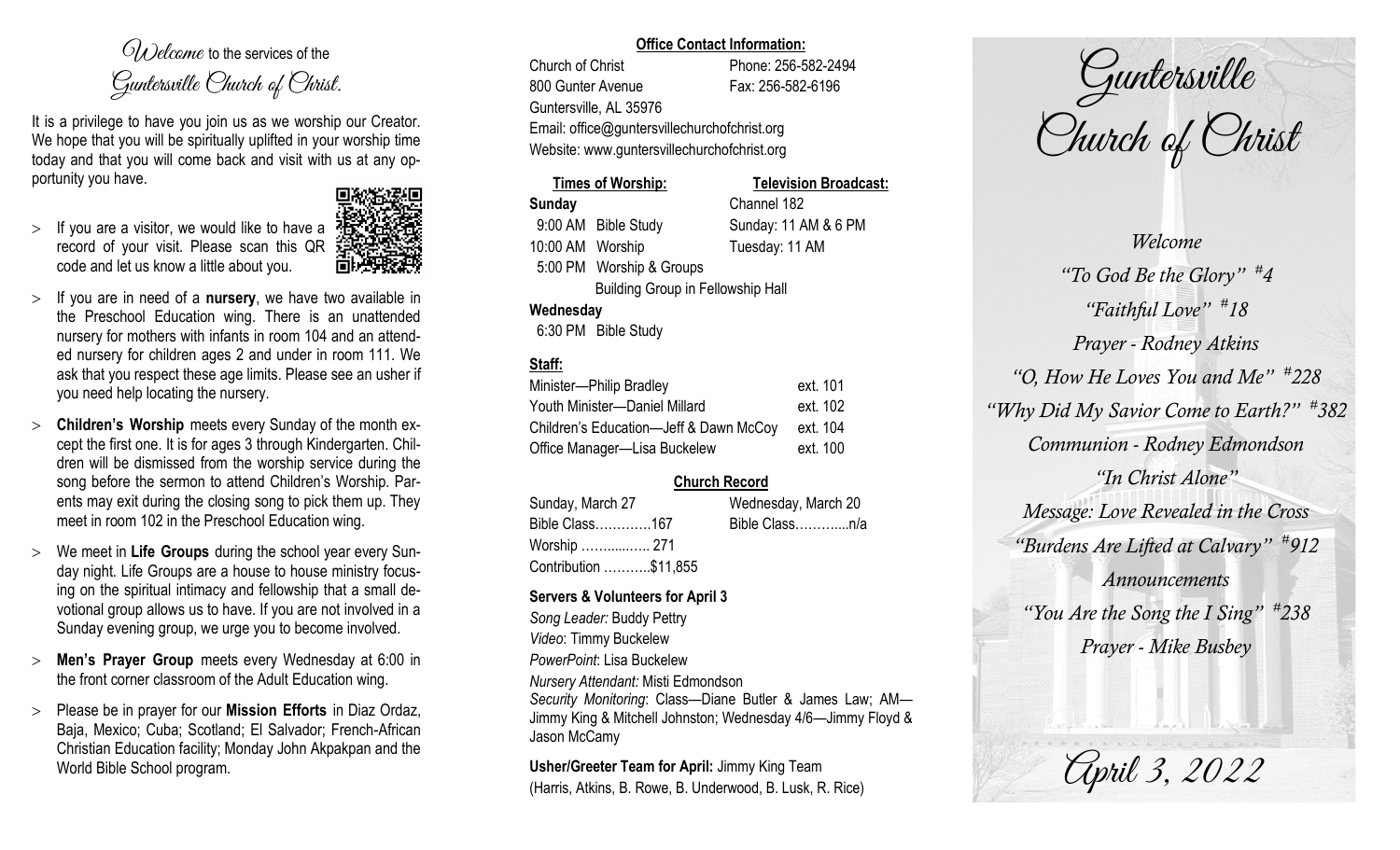# Welcome to the services of the Guntersville Church of Christ.

It is a privilege to have you join us as we worship our Creator. We hope that you will be spiritually uplifted in your worship time today and that you will come back and visit with us at any opportunity you have.

- If you are a visitor, we would like to have a record of your visit. Please scan this QR code and let us know a little about you.
- If you are in need of a **nursery**, we have two available in the Preschool Education wing. There is an unattended nursery for mothers with infants in room 104 and an attended nursery for children ages 2 and under in room 111. We ask that you respect these age limits. Please see an usher if you need help locating the nursery.
- **Children's Worship** meets every Sunday of the month except the first one. It is for ages 3 through Kindergarten. Children will be dismissed from the worship service during the song before the sermon to attend Children's Worship. Parents may exit during the closing song to pick them up. They meet in room 102 in the Preschool Education wing.
- We meet in **Life Groups** during the school year every Sunday night. Life Groups are a house to house ministry focusing on the spiritual intimacy and fellowship that a small devotional group allows us to have. If you are not involved in a Sunday evening group, we urge you to become involved.
- **Men's Prayer Group** meets every Wednesday at 6:00 in the front corner classroom of the Adult Education wing.
- Please be in prayer for our **Mission Efforts** in Diaz Ordaz, Baja, Mexico; Cuba; Scotland; El Salvador; French-African Christian Education facility; Monday John Akpakpan and the World Bible School program.

## Office Contact Information:

Church of Christ — Phone: 256-582-2494
800 Gunter Avenue — Fax: 256-582-6196
Guntersville, AL 35976
Email: office@guntersvillechurchofchrist.org
Website: www.guntersvillechurchofchrist.org

**Times of Worship:**

**Sunday**
9:00 AM Bible Study
10:00 AM Worship
5:00 PM Worship & Groups
Building Group in Fellowship Hall

**Wednesday**
6:30 PM Bible Study

**Television Broadcast:**

Channel 182
Sunday: 11 AM & 6 PM
Tuesday: 11 AM

## Staff:

| | |
|---|---|
| Minister—Philip Bradley | ext. 101 |
| Youth Minister—Daniel Millard | ext. 102 |
| Children's Education—Jeff & Dawn McCoy | ext. 104 |
| Office Manager—Lisa Buckelew | ext. 100 |

## Church Record

| | |
|---|---|
| Sunday, March 27 | Wednesday, March 20 |
| Bible Class…………167 | Bible Class………...n/a |
| Worship …….....….. 271 | |
| Contribution ………..$11,855 | |

**Servers & Volunteers for April 3**

*Song Leader:* Buddy Pettry
*Video*: Timmy Buckelew
*PowerPoint*: Lisa Buckelew
*Nursery Attendant:* Misti Edmondson
*Security Monitoring*: Class—Diane Butler & James Law; AM—Jimmy King & Mitchell Johnston; Wednesday 4/6—Jimmy Floyd & Jason McCamy

**Usher/Greeter Team for April:** Jimmy King Team
(Harris, Atkins, B. Rowe, B. Underwood, B. Lusk, R. Rice)

# Guntersville Church of Christ

*Welcome*
*"To God Be the Glory" #4*
*"Faithful Love" #18*
*Prayer - Rodney Atkins*
*"O, How He Loves You and Me" #228*
*"Why Did My Savior Come to Earth?" #382*
*Communion - Rodney Edmondson*
*"In Christ Alone"*
*Message: Love Revealed in the Cross*
*"Burdens Are Lifted at Calvary" #912*
*Announcements*
*"You Are the Song the I Sing" #238*
*Prayer - Mike Busbey*

April 3, 2022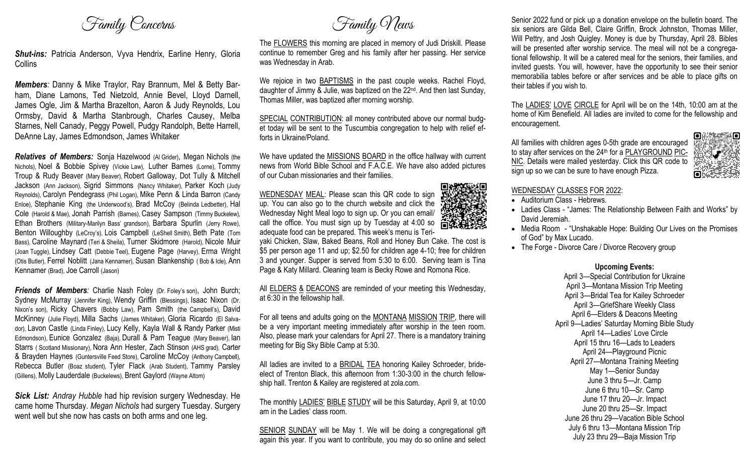# Family Concerns

***Shut-ins:*** Patricia Anderson, Vyva Hendrix, Earline Henry, Gloria Collins

***Members:*** Danny & Mike Traylor, Ray Brannum, Mel & Betty Barham, Diane Lamons, Ted Nietzold, Annie Bevel, Lloyd Darnell, James Ogle, Jim & Martha Brazelton, Aaron & Judy Reynolds, Lou Ormsby, David & Martha Stanbrough, Charles Causey, Melba Starnes, Nell Canady, Peggy Powell, Pudgy Randolph, Bette Harrell, DeAnne Lay, James Edmondson, James Whitaker

***Relatives of Members:*** Sonja Hazelwood (Al Grider), Megan Nichols (the Nichols), Noel & Bobbie Spivey (Vickie Law), Luther Barnes (Lorne), Tommy Troup & Rudy Beaver (Mary Beaver), Robert Galloway, Dot Tully & Mitchell Jackson (Ann Jackson), Sigrid Simmons (Nancy Whitaker), Parker Koch (Judy Reynolds), Carolyn Pendegrass (Phil Logan), Mike Penn & Linda Barron (Candy Enloe), Stephanie King (the Underwood's), Brad McCoy (Belinda Ledbetter), Hal Cole (Harold & Mae), Jonah Parrish (Barnes), Casey Sampson (Timmy Buckelew), Ethan Brothers (Military-Marilyn Bass' grandson), Barbara Spurlin (Jerry Rowe), Benton Willoughby (LeCroy's), Lois Campbell (LeShell Smith), Beth Pate (Tom Bass), Caroline Maynard (Teri & Sheila), Turner Skidmore (Harold), Nicole Muir (Joan Tuggle), Lindsey Catt (Debbie Teel), Eugene Page (Harvey), Erma Wright (Otis Butler), Ferrel Noblitt (Jana Kennamer), Susan Blankenship ( Bob & Icle), Ann Kennamer (Brad), Joe Carroll (Jason)

***Friends of Members:*** Charlie Nash Foley (Dr. Foley's son), John Burch; Sydney McMurray (Jennifer King), Wendy Griffin (Blessings), Isaac Nixon (Dr. Nixon's son), Ricky Chavers (Bobby Law), Pam Smith (the Campbell's), David McKinney (Julie Floyd), Milla Sachs (James Whitaker), Gloria Ricardo (El Salvador), Lavon Castle (Linda Finley), Lucy Kelly, Kayla Wall & Randy Parker (Misti Edmondson), Eunice Gonzalez (Baja), Durall & Pam Teague (Mary Beaver), Ian Starrs ( Scotland Missionary), Nora Ann Hester, Zach Stinson (AHS grad), Carter & Brayden Haynes (Guntersville Feed Store), Caroline McCoy (Anthony Campbell), Rebecca Butler (Boaz student), Tyler Flack (Arab Student), Tammy Parsley (Gillens), Molly Lauderdale (Buckelews), Brent Gaylord (Wayne Altom)

***Sick List:*** *Andray Hubble* had hip revision surgery Wednesday. He came home Thursday. *Megan Nichols* had surgery Tuesday. Surgery went well but she now has casts on both arms and one leg.

# Family News

The FLOWERS this morning are placed in memory of Judi Driskill. Please continue to remember Greg and his family after her passing. Her service was Wednesday in Arab.

We rejoice in two BAPTISMS in the past couple weeks. Rachel Floyd, daughter of Jimmy & Julie, was baptized on the 22nd. And then last Sunday, Thomas Miller, was baptized after morning worship.

SPECIAL CONTRIBUTION: all money contributed above our normal budget today will be sent to the Tuscumbia congregation to help with relief efforts in Ukraine/Poland.

We have updated the MISSIONS BOARD in the office hallway with current news from World Bible School and F.A.C.E. We have also added pictures of our Cuban missionaries and their families.

WEDNESDAY MEAL: Please scan this QR code to sign up. You can also go to the church website and click the Wednesday Night Meal logo to sign up. Or you can email/ call the office. You must sign up by Tuesday at 4:00 so adequate food can be prepared. This week's menu is Teriyaki Chicken, Slaw, Baked Beans, Roll and Honey Bun Cake. The cost is $5 per person age 11 and up; $2.50 for children age 4-10; free for children 3 and younger. Supper is served from 5:30 to 6:00. Serving team is Tina Page & Katy Millard. Cleaning team is Becky Rowe and Romona Rice.

All ELDERS & DEACONS are reminded of your meeting this Wednesday, at 6:30 in the fellowship hall.

For all teens and adults going on the MONTANA MISSION TRIP, there will be a very important meeting immediately after worship in the teen room. Also, please mark your calendars for April 27. There is a mandatory training meeting for Big Sky Bible Camp at 5:30.

All ladies are invited to a BRIDAL TEA honoring Kailey Schroeder, bride-elect of Trenton Black, this afternoon from 1:30-3:00 in the church fellowship hall. Trenton & Kailey are registered at zola.com.

The monthly LADIES' BIBLE STUDY will be this Saturday, April 9, at 10:00 am in the Ladies' class room.

SENIOR SUNDAY will be May 1. We will be doing a congregational gift again this year. If you want to contribute, you may do so online and select Senior 2022 fund or pick up a donation envelope on the bulletin board. The six seniors are Gilda Bell, Claire Griffin, Brock Johnston, Thomas Miller, Will Pettry, and Josh Quigley. Money is due by Thursday, April 28. Bibles will be presented after worship service. The meal will not be a congregational fellowship. It will be a catered meal for the seniors, their families, and invited guests. You will, however, have the opportunity to see their senior memorabilia tables before or after services and be able to place gifts on their tables if you wish to.

The LADIES' LOVE CIRCLE for April will be on the 14th, 10:00 am at the home of Kim Benefield. All ladies are invited to come for the fellowship and encouragement.

All families with children ages 0-5th grade are encouraged to stay after services on the 24th for a PLAYGROUND PICNIC. Details were mailed yesterday. Click this QR code to sign up so we can be sure to have enough Pizza.

WEDNESDAY CLASSES FOR 2022:

- Auditorium Class - Hebrews.
- Ladies Class - "James: The Relationship Between Faith and Works" by David Jeremiah.
- Media Room - "Unshakable Hope: Building Our Lives on the Promises of God" by Max Lucado.
- The Forge - Divorce Care / Divorce Recovery group

**Upcoming Events:**

April 3—Special Contribution for Ukraine
April 3—Montana Mission Trip Meeting
April 3—Bridal Tea for Kailey Schroeder
April 3—GriefShare Weekly Class
April 6—Elders & Deacons Meeting
April 9—Ladies' Saturday Morning Bible Study
April 14—Ladies' Love Circle
April 15 thru 16—Lads to Leaders
April 24—Playground Picnic
April 27—Montana Training Meeting
May 1—Senior Sunday
June 3 thru 5—Jr. Camp
June 6 thru 10—Sr. Camp
June 17 thru 20—Jr. Impact
June 20 thru 25—Sr. Impact
June 26 thru 29—Vacation Bible School
July 6 thru 13—Montana Mission Trip
July 23 thru 29—Baja Mission Trip